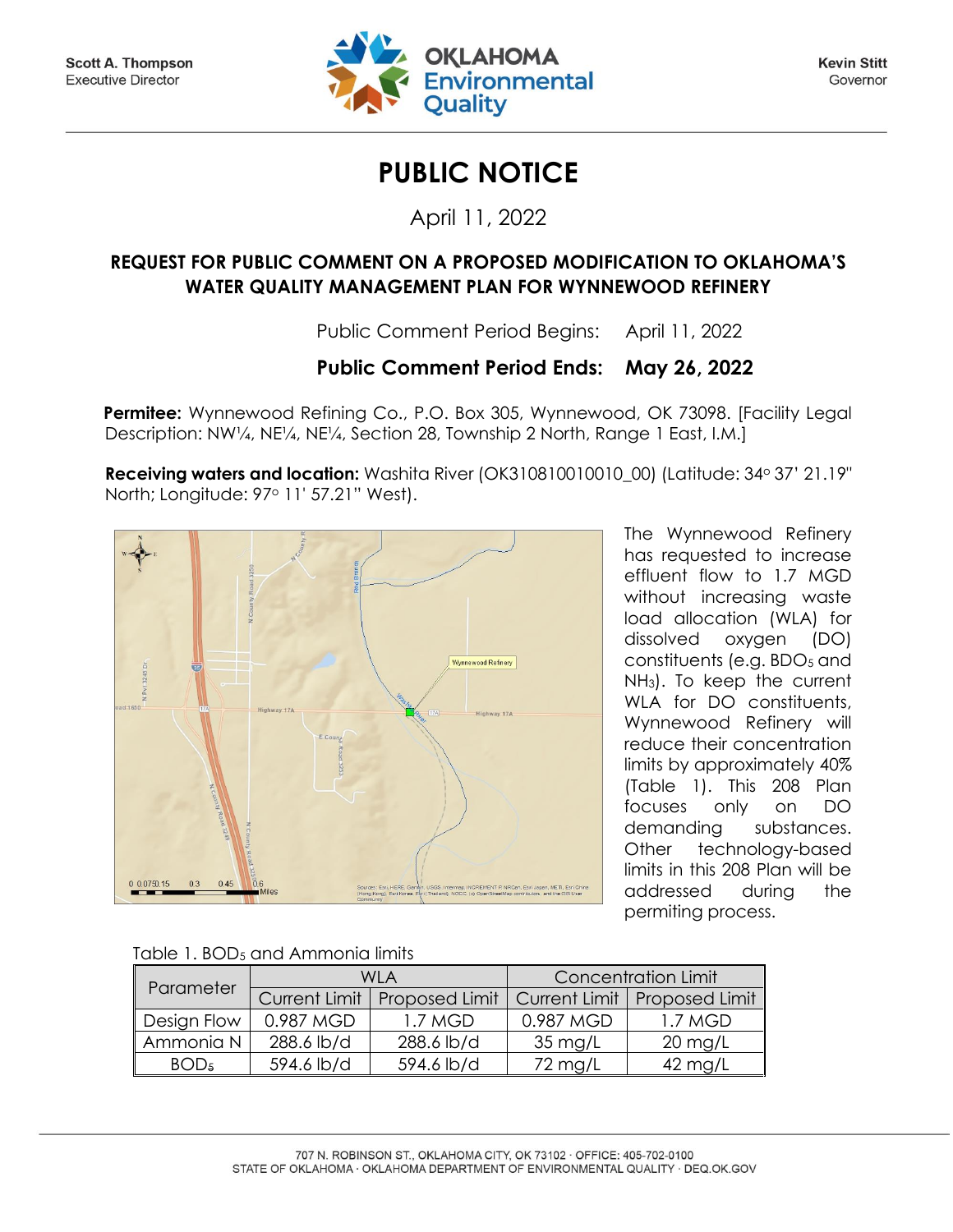Scott A. Thompson
Executive Director

Kevin Stitt
Governor

# PUBLIC NOTICE

April 11, 2022

## REQUEST FOR PUBLIC COMMENT ON A PROPOSED MODIFICATION TO OKLAHOMA'S WATER QUALITY MANAGEMENT PLAN FOR WYNNEWOOD REFINERY

Public Comment Period Begins: April 11, 2022

**Public Comment Period Ends: May 26, 2022**

**Permitee:** Wynnewood Refining Co., P.O. Box 305, Wynnewood, OK 73098. [Facility Legal Description: NW¼, NE¼, NE¼, Section 28, Township 2 North, Range 1 East, I.M.]

**Receiving waters and location:** Washita River (OK310810010010_00) (Latitude: 34° 37' 21.19" North; Longitude: 97° 11' 57.21" West).

The Wynnewood Refinery has requested to increase effluent flow to 1.7 MGD without increasing waste load allocation (WLA) for dissolved oxygen (DO) constituents (e.g. $BDO_5$ and $NH_3$). To keep the current WLA for DO constituents, Wynnewood Refinery will reduce their concentration limits by approximately 40% (Table 1). This 208 Plan focuses only on DO demanding substances. Other technology-based limits in this 208 Plan will be addressed during the permiting process.

Table 1. $BOD_5$ and Ammonia limits

| Parameter | WLA | | Concentration Limit | |
|---|---|---|---|---|
| | Current Limit | Proposed Limit | Current Limit | Proposed Limit |
| Design Flow | 0.987 MGD | 1.7 MGD | 0.987 MGD | 1.7 MGD |
| Ammonia N | 288.6 lb/d | 288.6 lb/d | 35 mg/L | 20 mg/L |
| $BOD_5$ | 594.6 lb/d | 594.6 lb/d | 72 mg/L | 42 mg/L |

707 N. ROBINSON ST., OKLAHOMA CITY, OK 73102 · OFFICE: 405-702-0100
STATE OF OKLAHOMA · OKLAHOMA DEPARTMENT OF ENVIRONMENTAL QUALITY · DEQ.OK.GOV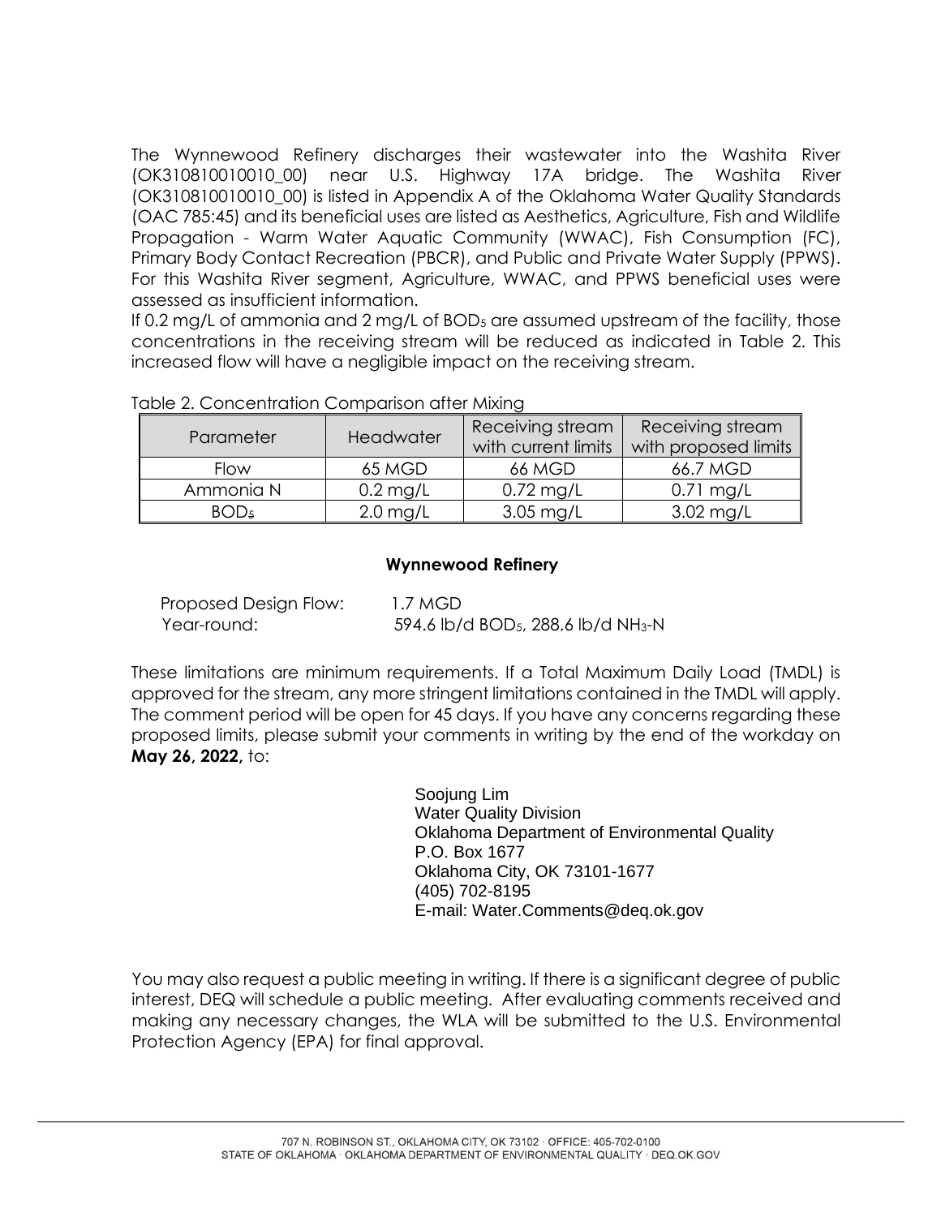The Wynnewood Refinery discharges their wastewater into the Washita River (OK310810010010_00) near U.S. Highway 17A bridge. The Washita River (OK310810010010_00) is listed in Appendix A of the Oklahoma Water Quality Standards (OAC 785:45) and its beneficial uses are listed as Aesthetics, Agriculture, Fish and Wildlife Propagation - Warm Water Aquatic Community (WWAC), Fish Consumption (FC), Primary Body Contact Recreation (PBCR), and Public and Private Water Supply (PPWS). For this Washita River segment, Agriculture, WWAC, and PPWS beneficial uses were assessed as insufficient information.

If 0.2 mg/L of ammonia and 2 mg/L of $BOD_5$ are assumed upstream of the facility, those concentrations in the receiving stream will be reduced as indicated in Table 2. This increased flow will have a negligible impact on the receiving stream.

Table 2. Concentration Comparison after Mixing

| Parameter | Headwater | Receiving stream with current limits | Receiving stream with proposed limits |
|---|---|---|---|
| Flow | 65 MGD | 66 MGD | 66.7 MGD |
| Ammonia N | 0.2 mg/L | 0.72 mg/L | 0.71 mg/L |
| $BOD_5$ | 2.0 mg/L | 3.05 mg/L | 3.02 mg/L |

**Wynnewood Refinery**

Proposed Design Flow: 1.7 MGD
Year-round: 594.6 lb/d $BOD_5$, 288.6 lb/d $NH_3$-N

These limitations are minimum requirements. If a Total Maximum Daily Load (TMDL) is approved for the stream, any more stringent limitations contained in the TMDL will apply. The comment period will be open for 45 days. If you have any concerns regarding these proposed limits, please submit your comments in writing by the end of the workday on **May 26, 2022,** to:

Soojung Lim
Water Quality Division
Oklahoma Department of Environmental Quality
P.O. Box 1677
Oklahoma City, OK 73101-1677
(405) 702-8195
E-mail: Water.Comments@deq.ok.gov

You may also request a public meeting in writing. If there is a significant degree of public interest, DEQ will schedule a public meeting. After evaluating comments received and making any necessary changes, the WLA will be submitted to the U.S. Environmental Protection Agency (EPA) for final approval.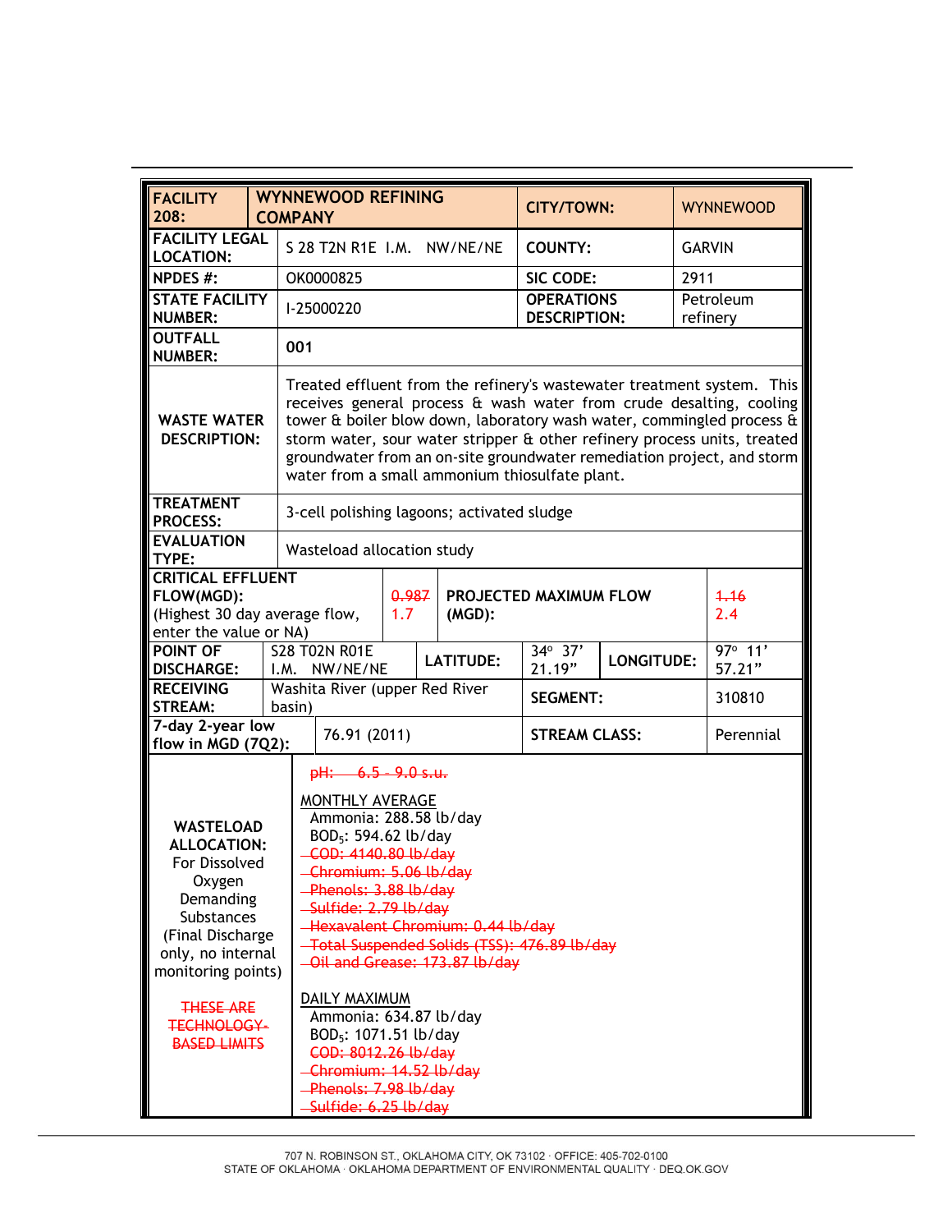| FACILITY 208: | WYNNEWOOD REFINING COMPANY | CITY/TOWN: | WYNNEWOOD |
|---|---|---|---|
| FACILITY LEGAL LOCATION: | S 28 T2N R1E I.M. NW/NE/NE | COUNTY: | GARVIN |
| NPDES #: | OK0000825 | SIC CODE: | 2911 |
| STATE FACILITY NUMBER: | I-25000220 | OPERATIONS DESCRIPTION: | Petroleum refinery |
| OUTFALL NUMBER: | 001 | | |
| WASTE WATER DESCRIPTION: | Treated effluent from the refinery's wastewater treatment system. This receives general process & wash water from crude desalting, cooling tower & boiler blow down, laboratory wash water, commingled process & storm water, sour water stripper & other refinery process units, treated groundwater from an on-site groundwater remediation project, and storm water from a small ammonium thiosulfate plant. | | |
| TREATMENT PROCESS: | 3-cell polishing lagoons; activated sludge | | |
| EVALUATION TYPE: | Wasteload allocation study | | |
| CRITICAL EFFLUENT FLOW(MGD): (Highest 30 day average flow, enter the value or NA) | ~~0.987~~ 1.7 | PROJECTED MAXIMUM FLOW (MGD): | ~~1.16~~ 2.4 |
| POINT OF DISCHARGE: | S28 T02N R01E I.M. NW/NE/NE | LATITUDE: 34° 37' 21.19" | LONGITUDE: 97° 11' 57.21" |
| RECEIVING STREAM: | Washita River (upper Red River basin) | SEGMENT: | 310810 |
| 7-day 2-year low flow in MGD (7Q2): | 76.91 (2011) | STREAM CLASS: | Perennial |

**WASTELOAD ALLOCATION:** For Dissolved Oxygen Demanding Substances (Final Discharge only, no internal monitoring points)

~~THESE ARE TECHNOLOGY-BASED LIMITS~~

~~pH: 6.5 - 9.0 s.u.~~

MONTHLY AVERAGE

- Ammonia: 288.58 lb/day
- $BOD_5$: 594.62 lb/day
- ~~COD: 4140.80 lb/day~~
- ~~Chromium: 5.06 lb/day~~
- ~~Phenols: 3.88 lb/day~~
- ~~Sulfide: 2.79 lb/day~~
- ~~Hexavalent Chromium: 0.44 lb/day~~
- ~~Total Suspended Solids (TSS): 476.89 lb/day~~
- ~~Oil and Grease: 173.87 lb/day~~

DAILY MAXIMUM

- Ammonia: 634.87 lb/day
- $BOD_5$: 1071.51 lb/day
- ~~COD: 8012.26 lb/day~~
- ~~Chromium: 14.52 lb/day~~
- ~~Phenols: 7.98 lb/day~~
- ~~Sulfide: 6.25 lb/day~~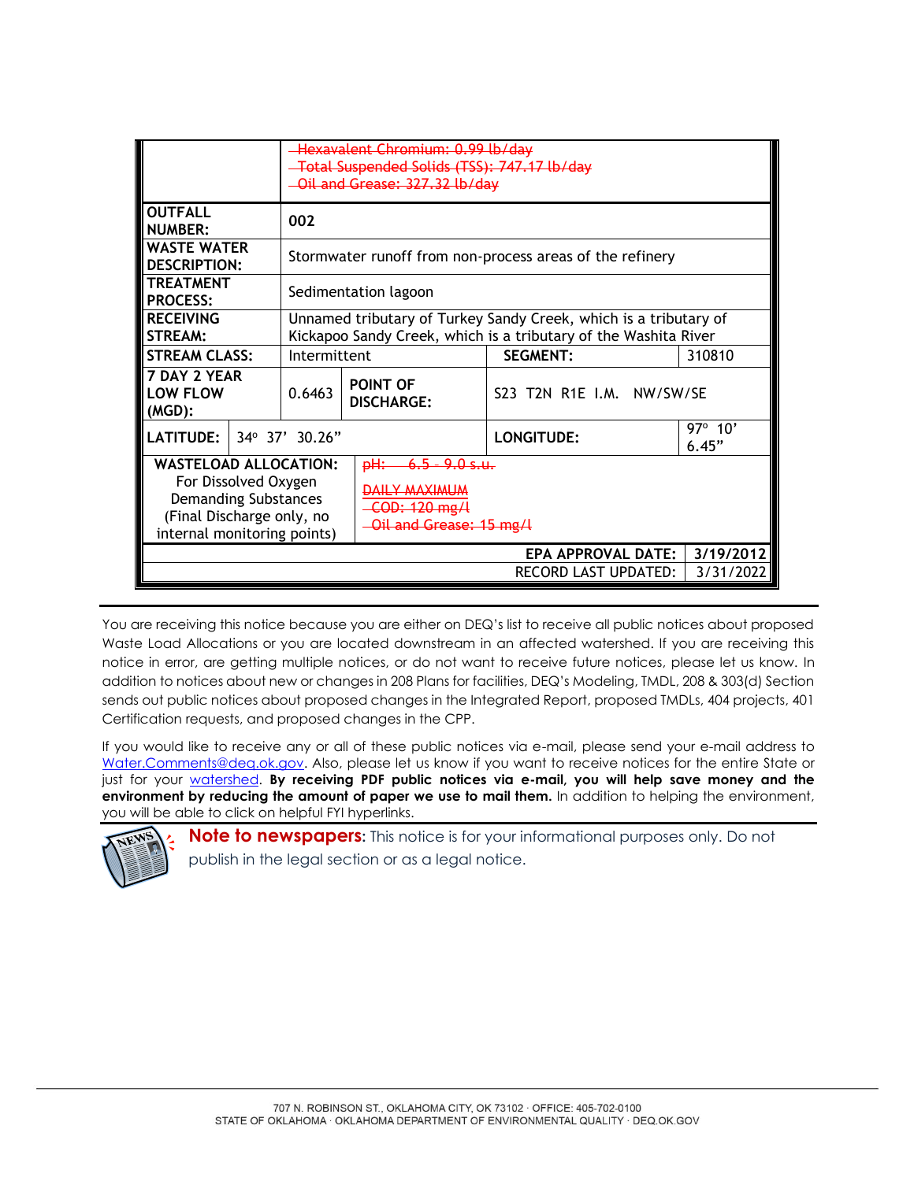| | | | | |
|---|---|---|---|---|
| | ~~Hexavalent Chromium: 0.99 lb/day~~<br>~~Total Suspended Solids (TSS): 747.17 lb/day~~<br>~~Oil and Grease: 327.32 lb/day~~ | | | |
| **OUTFALL NUMBER:** | 002 | | | |
| **WASTE WATER DESCRIPTION:** | Stormwater runoff from non-process areas of the refinery | | | |
| **TREATMENT PROCESS:** | Sedimentation lagoon | | | |
| **RECEIVING STREAM:** | Unnamed tributary of Turkey Sandy Creek, which is a tributary of Kickapoo Sandy Creek, which is a tributary of the Washita River | | | |
| **STREAM CLASS:** | Intermittent | | **SEGMENT:** | 310810 |
| **7 DAY 2 YEAR LOW FLOW (MGD):** | 0.6463 | **POINT OF DISCHARGE:** | S23 T2N R1E I.M. NW/SW/SE | |
| **LATITUDE:** | 34° 37' 30.26" | | **LONGITUDE:** | 97° 10' 6.45" |
| **WASTELOAD ALLOCATION:** For Dissolved Oxygen Demanding Substances (Final Discharge only, no internal monitoring points) | ~~pH: 6.5 - 9.0 s.u.~~<br>~~DAILY MAXIMUM~~<br>~~COD: 120 mg/l~~<br>~~Oil and Grease: 15 mg/l~~ | | | |
| | | | **EPA APPROVAL DATE:** | 3/19/2012 |
| | | | RECORD LAST UPDATED: | 3/31/2022 |

You are receiving this notice because you are either on DEQ's list to receive all public notices about proposed Waste Load Allocations or you are located downstream in an affected watershed. If you are receiving this notice in error, are getting multiple notices, or do not want to receive future notices, please let us know. In addition to notices about new or changes in 208 Plans for facilities, DEQ's Modeling, TMDL, 208 & 303(d) Section sends out public notices about proposed changes in the Integrated Report, proposed TMDLs, 404 projects, 401 Certification requests, and proposed changes in the CPP.

If you would like to receive any or all of these public notices via e-mail, please send your e-mail address to Water.Comments@deq.ok.gov. Also, please let us know if you want to receive notices for the entire State or just for your watershed. **By receiving PDF public notices via e-mail, you will help save money and the environment by reducing the amount of paper we use to mail them.** In addition to helping the environment, you will be able to click on helpful FYI hyperlinks.

**Note to newspapers:** This notice is for your informational purposes only. Do not publish in the legal section or as a legal notice.

707 N. ROBINSON ST., OKLAHOMA CITY, OK 73102 · OFFICE: 405-702-0100
STATE OF OKLAHOMA · OKLAHOMA DEPARTMENT OF ENVIRONMENTAL QUALITY · DEQ.OK.GOV